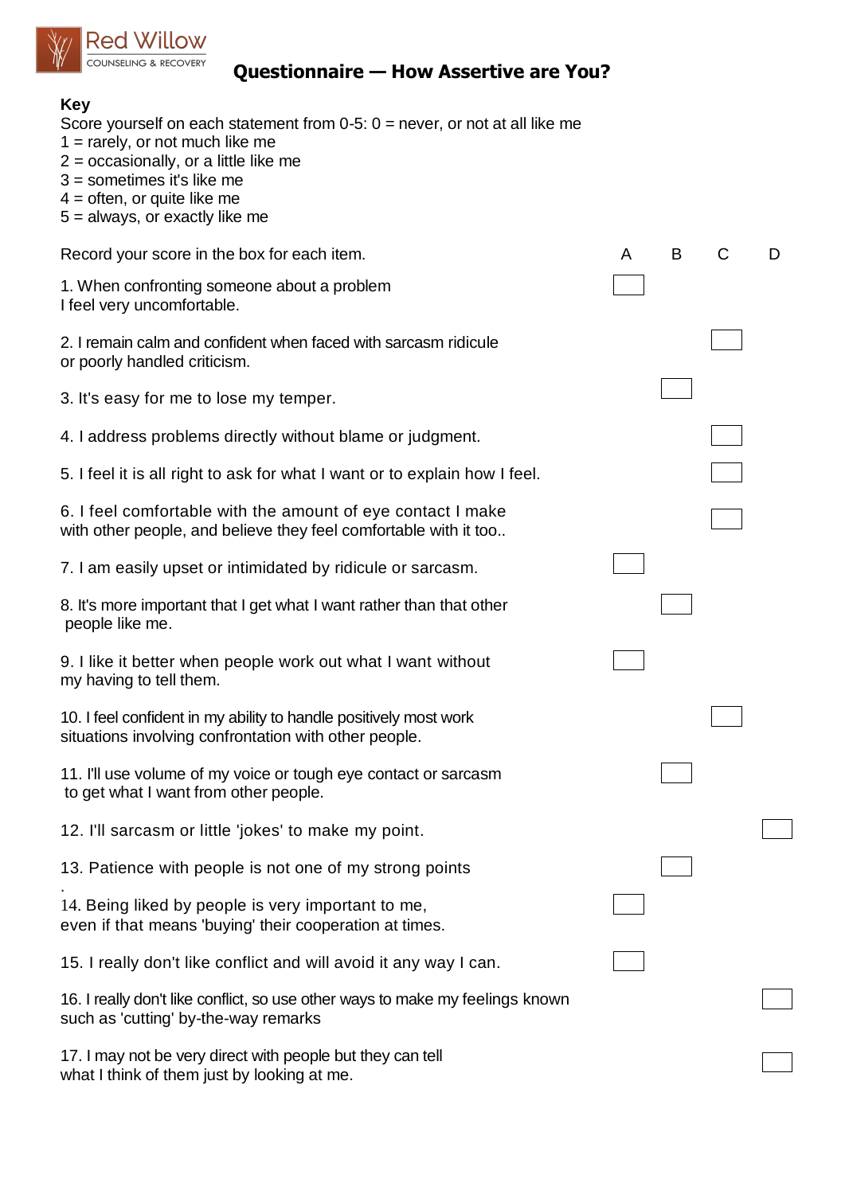Red Willow
COUNSELING & RECOVERY

# Questionnaire — How Assertive are You?

**Key**

Score yourself on each statement from 0-5: 0 = never, or not at all like me
1 = rarely, or not much like me
2 = occasionally, or a little like me
3 = sometimes it's like me
4 = often, or quite like me
5 = always, or exactly like me

| Record your score in the box for each item. | A | B | C | D |
|---|---|---|---|---|
| 1. When confronting someone about a problem I feel very uncomfortable. | ☐ | | | |
| 2. I remain calm and confident when faced with sarcasm ridicule or poorly handled criticism. | | | ☐ | |
| 3. It's easy for me to lose my temper. | | ☐ | | |
| 4. I address problems directly without blame or judgment. | | | ☐ | |
| 5. I feel it is all right to ask for what I want or to explain how I feel. | | | ☐ | |
| 6. I feel comfortable with the amount of eye contact I make with other people, and believe they feel comfortable with it too.. | | | ☐ | |
| 7. I am easily upset or intimidated by ridicule or sarcasm. | ☐ | | | |
| 8. It's more important that I get what I want rather than that other people like me. | | ☐ | | |
| 9. I like it better when people work out what I want without my having to tell them. | ☐ | | | |
| 10. I feel confident in my ability to handle positively most work situations involving confrontation with other people. | | | ☐ | |
| 11. I'll use volume of my voice or tough eye contact or sarcasm to get what I want from other people. | | ☐ | | |
| 12. I'll sarcasm or little 'jokes' to make my point. | | | | ☐ |
| 13. Patience with people is not one of my strong points . | | ☐ | | |
| 14. Being liked by people is very important to me, even if that means 'buying' their cooperation at times. | ☐ | | | |
| 15. I really don't like conflict and will avoid it any way I can. | ☐ | | | |
| 16. I really don't like conflict, so use other ways to make my feelings known such as 'cutting' by-the-way remarks | | | | ☐ |
| 17. I may not be very direct with people but they can tell what I think of them just by looking at me. | | | | ☐ |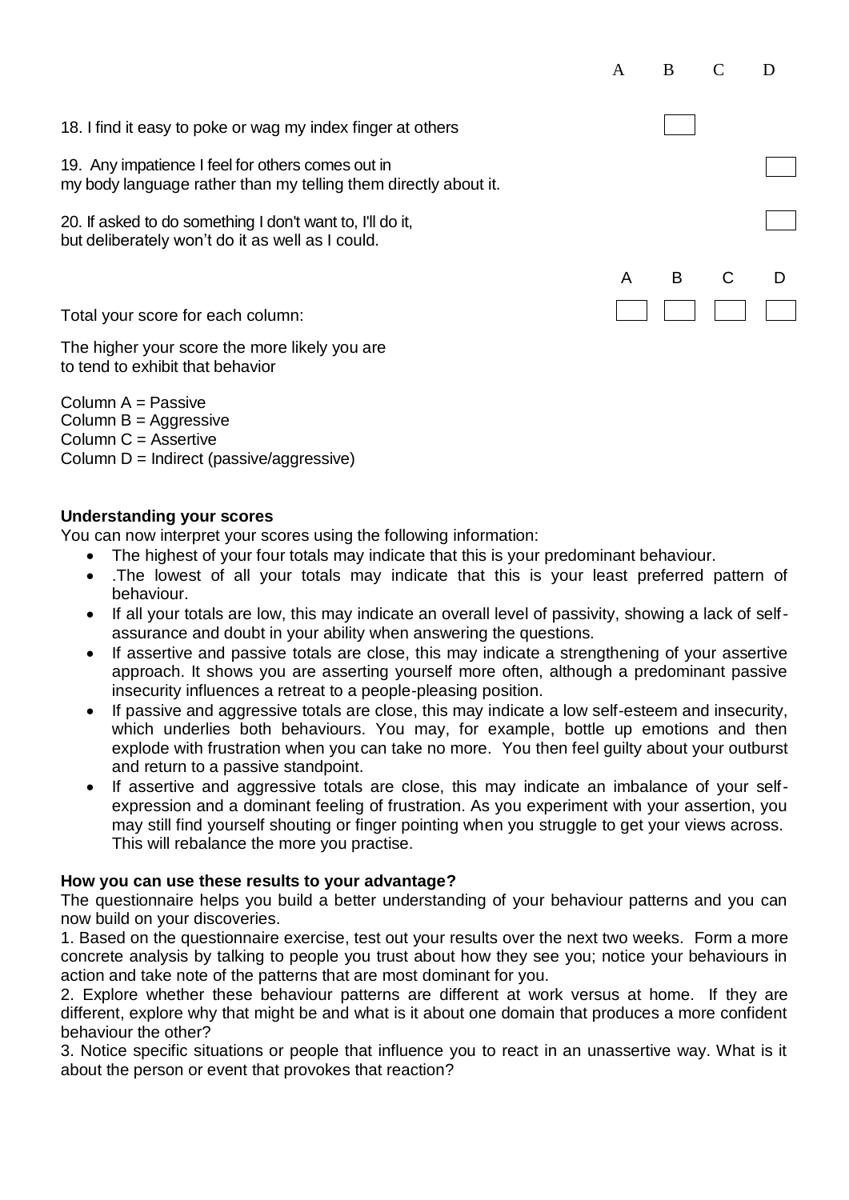| | A | B | C | D |
|---|---|---|---|---|
| 18. I find it easy to poke or wag my index finger at others | | ☐ | | |
| 19. Any impatience I feel for others comes out in my body language rather than my telling them directly about it. | | | | ☐ |
| 20. If asked to do something I don't want to, I'll do it, but deliberately won't do it as well as I could. | | | | ☐ |

| | A | B | C | D |
|---|---|---|---|---|
| Total your score for each column: | ☐ | ☐ | ☐ | ☐ |

The higher your score the more likely you are to tend to exhibit that behavior

Column A = Passive
Column B = Aggressive
Column C = Assertive
Column D = Indirect (passive/aggressive)

**Understanding your scores**

You can now interpret your scores using the following information:

- The highest of your four totals may indicate that this is your predominant behaviour.
- .The lowest of all your totals may indicate that this is your least preferred pattern of behaviour.
- If all your totals are low, this may indicate an overall level of passivity, showing a lack of self-assurance and doubt in your ability when answering the questions.
- If assertive and passive totals are close, this may indicate a strengthening of your assertive approach. It shows you are asserting yourself more often, although a predominant passive insecurity influences a retreat to a people-pleasing position.
- If passive and aggressive totals are close, this may indicate a low self-esteem and insecurity, which underlies both behaviours. You may, for example, bottle up emotions and then explode with frustration when you can take no more. You then feel guilty about your outburst and return to a passive standpoint.
- If assertive and aggressive totals are close, this may indicate an imbalance of your self-expression and a dominant feeling of frustration. As you experiment with your assertion, you may still find yourself shouting or finger pointing when you struggle to get your views across. This will rebalance the more you practise.

**How you can use these results to your advantage?**

The questionnaire helps you build a better understanding of your behaviour patterns and you can now build on your discoveries.

1. Based on the questionnaire exercise, test out your results over the next two weeks. Form a more concrete analysis by talking to people you trust about how they see you; notice your behaviours in action and take note of the patterns that are most dominant for you.
2. Explore whether these behaviour patterns are different at work versus at home. If they are different, explore why that might be and what is it about one domain that produces a more confident behaviour the other?
3. Notice specific situations or people that influence you to react in an unassertive way. What is it about the person or event that provokes that reaction?